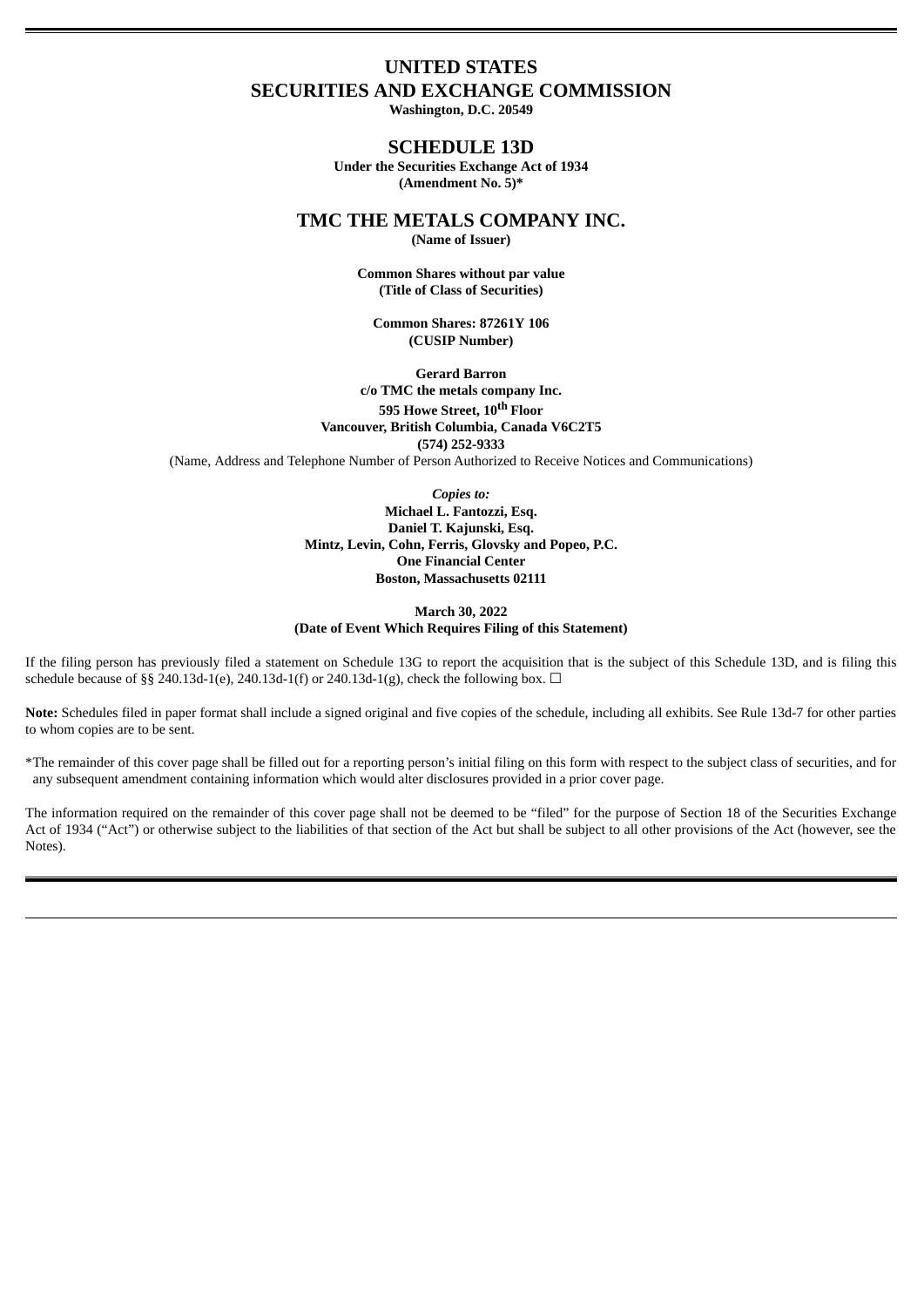# UNITED STATES
# SECURITIES AND EXCHANGE COMMISSION

**Washington, D.C. 20549**

## SCHEDULE 13D

**Under the Securities Exchange Act of 1934**
**(Amendment No. 5)***

## TMC THE METALS COMPANY INC.

**(Name of Issuer)**

**Common Shares without par value**
**(Title of Class of Securities)**

**Common Shares: 87261Y 106**
**(CUSIP Number)**

**Gerard Barron**
**c/o TMC the metals company Inc.**
**595 Howe Street, 10th Floor**
**Vancouver, British Columbia, Canada V6C2T5**
**(574) 252-9333**
(Name, Address and Telephone Number of Person Authorized to Receive Notices and Communications)

***Copies to:***
**Michael L. Fantozzi, Esq.**
**Daniel T. Kajunski, Esq.**
**Mintz, Levin, Cohn, Ferris, Glovsky and Popeo, P.C.**
**One Financial Center**
**Boston, Massachusetts 02111**

**March 30, 2022**
**(Date of Event Which Requires Filing of this Statement)**

If the filing person has previously filed a statement on Schedule 13G to report the acquisition that is the subject of this Schedule 13D, and is filing this schedule because of §§ 240.13d-1(e), 240.13d-1(f) or 240.13d-1(g), check the following box. ☐

**Note:** Schedules filed in paper format shall include a signed original and five copies of the schedule, including all exhibits. See Rule 13d-7 for other parties to whom copies are to be sent.

*The remainder of this cover page shall be filled out for a reporting person's initial filing on this form with respect to the subject class of securities, and for any subsequent amendment containing information which would alter disclosures provided in a prior cover page.

The information required on the remainder of this cover page shall not be deemed to be "filed" for the purpose of Section 18 of the Securities Exchange Act of 1934 ("Act") or otherwise subject to the liabilities of that section of the Act but shall be subject to all other provisions of the Act (however, see the Notes).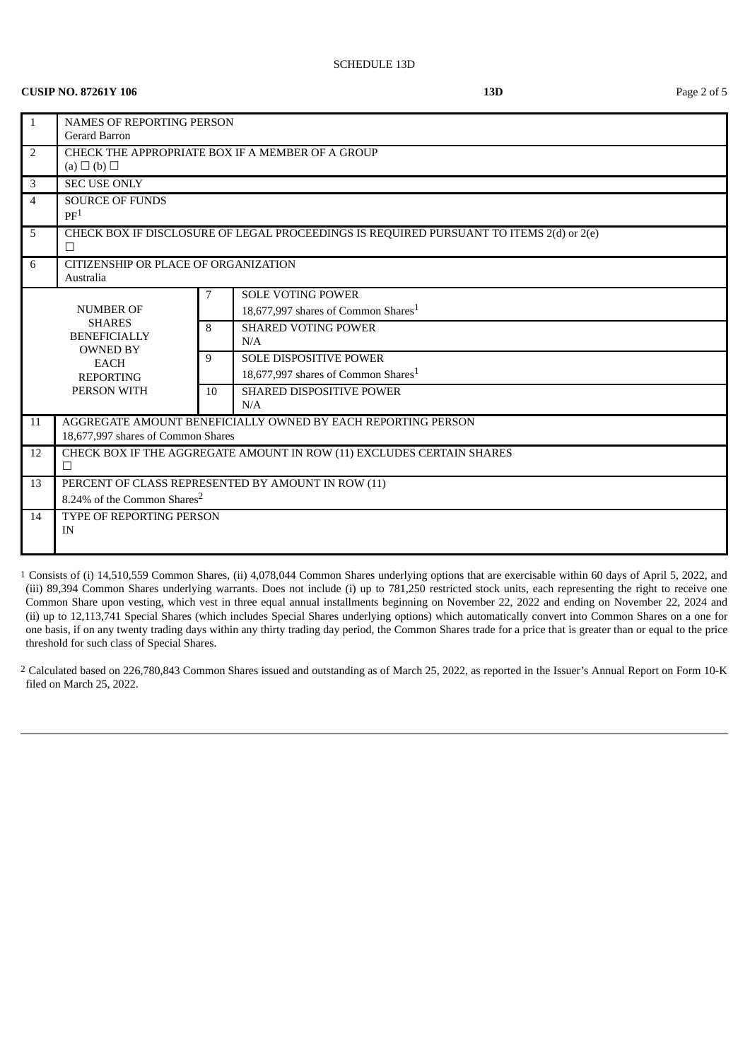SCHEDULE 13D

**CUSIP NO. 87261Y 106** **13D**

| | | | |
|---|---|---|---|
| 1 | NAMES OF REPORTING PERSON<br>Gerard Barron | | |
| 2 | CHECK THE APPROPRIATE BOX IF A MEMBER OF A GROUP<br>(a) ☐ (b) ☐ | | |
| 3 | SEC USE ONLY | | |
| 4 | SOURCE OF FUNDS<br>PF[1] | | |
| 5 | CHECK BOX IF DISCLOSURE OF LEGAL PROCEEDINGS IS REQUIRED PURSUANT TO ITEMS 2(d) or 2(e)<br>☐ | | |
| 6 | CITIZENSHIP OR PLACE OF ORGANIZATION<br>Australia | | |
| NUMBER OF SHARES BENEFICIALLY OWNED BY EACH REPORTING PERSON WITH | | 7 | SOLE VOTING POWER<br>18,677,997 shares of Common Shares[1] |
| | | 8 | SHARED VOTING POWER<br>N/A |
| | | 9 | SOLE DISPOSITIVE POWER<br>18,677,997 shares of Common Shares[1] |
| | | 10 | SHARED DISPOSITIVE POWER<br>N/A |
| 11 | AGGREGATE AMOUNT BENEFICIALLY OWNED BY EACH REPORTING PERSON<br>18,677,997 shares of Common Shares | | |
| 12 | CHECK BOX IF THE AGGREGATE AMOUNT IN ROW (11) EXCLUDES CERTAIN SHARES<br>☐ | | |
| 13 | PERCENT OF CLASS REPRESENTED BY AMOUNT IN ROW (11)<br>8.24% of the Common Shares[2] | | |
| 14 | TYPE OF REPORTING PERSON<br>IN | | |

1 Consists of (i) 14,510,559 Common Shares, (ii) 4,078,044 Common Shares underlying options that are exercisable within 60 days of April 5, 2022, and (iii) 89,394 Common Shares underlying warrants. Does not include (i) up to 781,250 restricted stock units, each representing the right to receive one Common Share upon vesting, which vest in three equal annual installments beginning on November 22, 2022 and ending on November 22, 2024 and (ii) up to 12,113,741 Special Shares (which includes Special Shares underlying options) which automatically convert into Common Shares on a one for one basis, if on any twenty trading days within any thirty trading day period, the Common Shares trade for a price that is greater than or equal to the price threshold for such class of Special Shares.

2 Calculated based on 226,780,843 Common Shares issued and outstanding as of March 25, 2022, as reported in the Issuer's Annual Report on Form 10-K filed on March 25, 2022.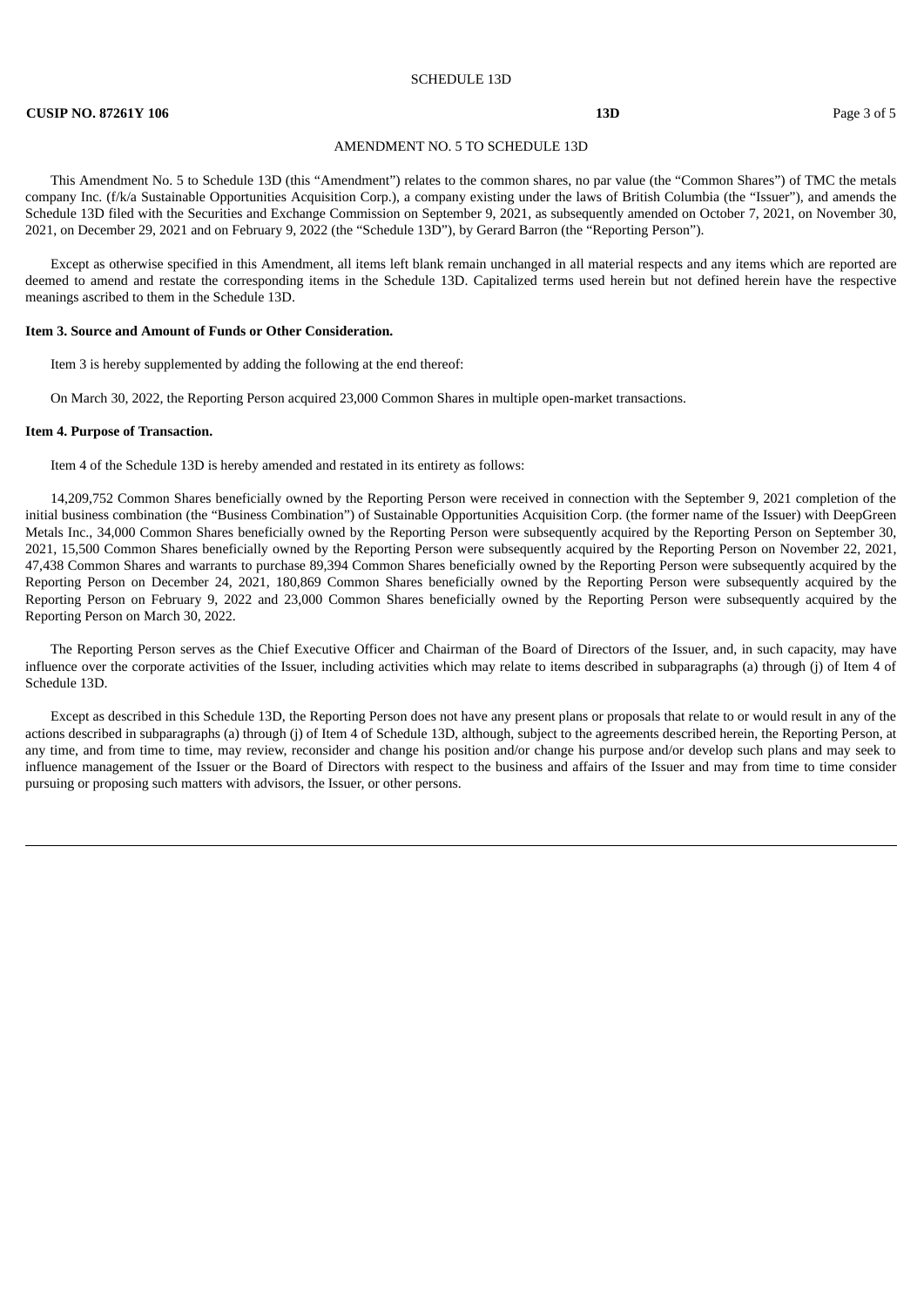SCHEDULE 13D

**CUSIP NO. 87261Y 106** **13D**

AMENDMENT NO. 5 TO SCHEDULE 13D

This Amendment No. 5 to Schedule 13D (this "Amendment") relates to the common shares, no par value (the "Common Shares") of TMC the metals company Inc. (f/k/a Sustainable Opportunities Acquisition Corp.), a company existing under the laws of British Columbia (the "Issuer"), and amends the Schedule 13D filed with the Securities and Exchange Commission on September 9, 2021, as subsequently amended on October 7, 2021, on November 30, 2021, on December 29, 2021 and on February 9, 2022 (the "Schedule 13D"), by Gerard Barron (the "Reporting Person").

Except as otherwise specified in this Amendment, all items left blank remain unchanged in all material respects and any items which are reported are deemed to amend and restate the corresponding items in the Schedule 13D. Capitalized terms used herein but not defined herein have the respective meanings ascribed to them in the Schedule 13D.

**Item 3. Source and Amount of Funds or Other Consideration.**

Item 3 is hereby supplemented by adding the following at the end thereof:

On March 30, 2022, the Reporting Person acquired 23,000 Common Shares in multiple open-market transactions.

**Item 4. Purpose of Transaction.**

Item 4 of the Schedule 13D is hereby amended and restated in its entirety as follows:

14,209,752 Common Shares beneficially owned by the Reporting Person were received in connection with the September 9, 2021 completion of the initial business combination (the "Business Combination") of Sustainable Opportunities Acquisition Corp. (the former name of the Issuer) with DeepGreen Metals Inc., 34,000 Common Shares beneficially owned by the Reporting Person were subsequently acquired by the Reporting Person on September 30, 2021, 15,500 Common Shares beneficially owned by the Reporting Person were subsequently acquired by the Reporting Person on November 22, 2021, 47,438 Common Shares and warrants to purchase 89,394 Common Shares beneficially owned by the Reporting Person were subsequently acquired by the Reporting Person on December 24, 2021, 180,869 Common Shares beneficially owned by the Reporting Person were subsequently acquired by the Reporting Person on February 9, 2022 and 23,000 Common Shares beneficially owned by the Reporting Person were subsequently acquired by the Reporting Person on March 30, 2022.

The Reporting Person serves as the Chief Executive Officer and Chairman of the Board of Directors of the Issuer, and, in such capacity, may have influence over the corporate activities of the Issuer, including activities which may relate to items described in subparagraphs (a) through (j) of Item 4 of Schedule 13D.

Except as described in this Schedule 13D, the Reporting Person does not have any present plans or proposals that relate to or would result in any of the actions described in subparagraphs (a) through (j) of Item 4 of Schedule 13D, although, subject to the agreements described herein, the Reporting Person, at any time, and from time to time, may review, reconsider and change his position and/or change his purpose and/or develop such plans and may seek to influence management of the Issuer or the Board of Directors with respect to the business and affairs of the Issuer and may from time to time consider pursuing or proposing such matters with advisors, the Issuer, or other persons.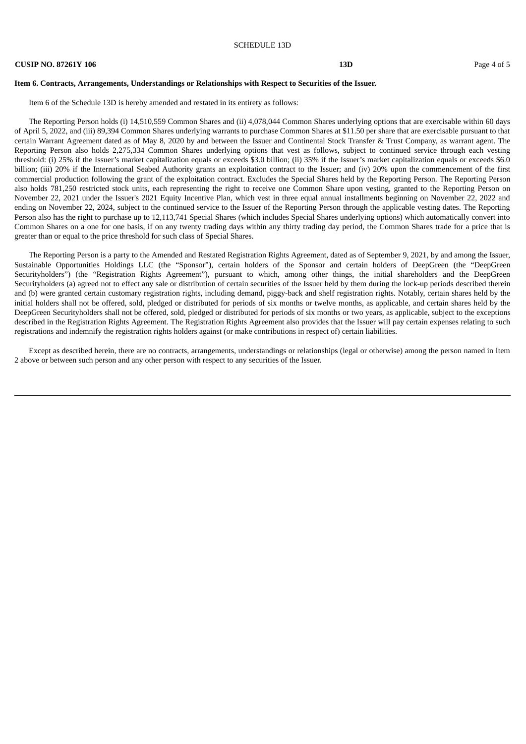**Item 6. Contracts, Arrangements, Understandings or Relationships with Respect to Securities of the Issuer.**

Item 6 of the Schedule 13D is hereby amended and restated in its entirety as follows:

The Reporting Person holds (i) 14,510,559 Common Shares and (ii) 4,078,044 Common Shares underlying options that are exercisable within 60 days of April 5, 2022, and (iii) 89,394 Common Shares underlying warrants to purchase Common Shares at $11.50 per share that are exercisable pursuant to that certain Warrant Agreement dated as of May 8, 2020 by and between the Issuer and Continental Stock Transfer & Trust Company, as warrant agent. The Reporting Person also holds 2,275,334 Common Shares underlying options that vest as follows, subject to continued service through each vesting threshold: (i) 25% if the Issuer's market capitalization equals or exceeds $3.0 billion; (ii) 35% if the Issuer's market capitalization equals or exceeds $6.0 billion; (iii) 20% if the International Seabed Authority grants an exploitation contract to the Issuer; and (iv) 20% upon the commencement of the first commercial production following the grant of the exploitation contract. Excludes the Special Shares held by the Reporting Person. The Reporting Person also holds 781,250 restricted stock units, each representing the right to receive one Common Share upon vesting, granted to the Reporting Person on November 22, 2021 under the Issuer's 2021 Equity Incentive Plan, which vest in three equal annual installments beginning on November 22, 2022 and ending on November 22, 2024, subject to the continued service to the Issuer of the Reporting Person through the applicable vesting dates. The Reporting Person also has the right to purchase up to 12,113,741 Special Shares (which includes Special Shares underlying options) which automatically convert into Common Shares on a one for one basis, if on any twenty trading days within any thirty trading day period, the Common Shares trade for a price that is greater than or equal to the price threshold for such class of Special Shares.

The Reporting Person is a party to the Amended and Restated Registration Rights Agreement, dated as of September 9, 2021, by and among the Issuer, Sustainable Opportunities Holdings LLC (the "Sponsor"), certain holders of the Sponsor and certain holders of DeepGreen (the "DeepGreen Securityholders") (the "Registration Rights Agreement"), pursuant to which, among other things, the initial shareholders and the DeepGreen Securityholders (a) agreed not to effect any sale or distribution of certain securities of the Issuer held by them during the lock-up periods described therein and (b) were granted certain customary registration rights, including demand, piggy-back and shelf registration rights. Notably, certain shares held by the initial holders shall not be offered, sold, pledged or distributed for periods of six months or twelve months, as applicable, and certain shares held by the DeepGreen Securityholders shall not be offered, sold, pledged or distributed for periods of six months or two years, as applicable, subject to the exceptions described in the Registration Rights Agreement. The Registration Rights Agreement also provides that the Issuer will pay certain expenses relating to such registrations and indemnify the registration rights holders against (or make contributions in respect of) certain liabilities.

Except as described herein, there are no contracts, arrangements, understandings or relationships (legal or otherwise) among the person named in Item 2 above or between such person and any other person with respect to any securities of the Issuer.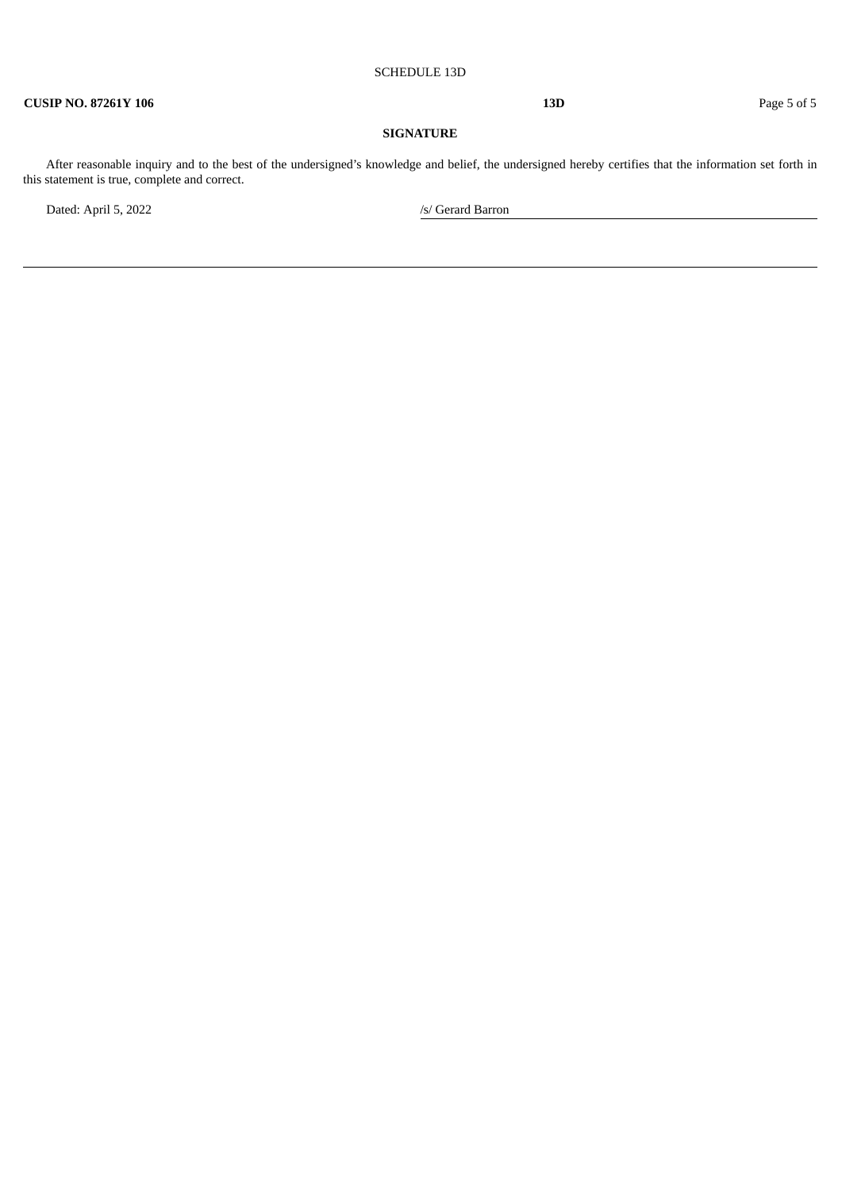## SIGNATURE

After reasonable inquiry and to the best of the undersigned's knowledge and belief, the undersigned hereby certifies that the information set forth in this statement is true, complete and correct.

Dated: April 5, 2022

/s/ Gerard Barron